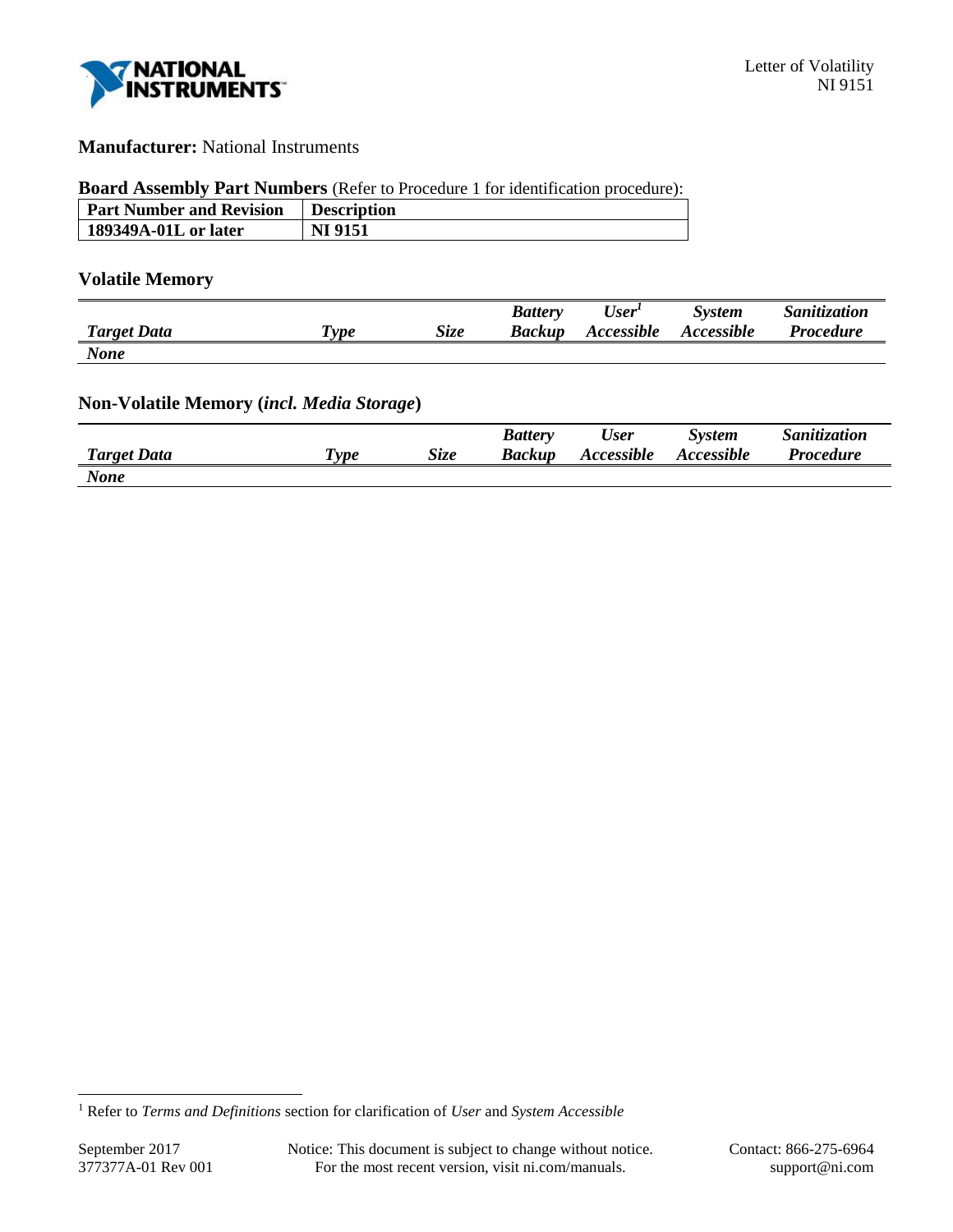Letter of Volatility
NI 9151

**Manufacturer:** National Instruments

**Board Assembly Part Numbers** (Refer to Procedure 1 for identification procedure):

| Part Number and Revision | Description |
|---|---|
| **189349A-01L or later** | **NI 9151** |

## Volatile Memory

| *Target Data* | *Type* | *Size* | *Battery Backup* | *User[1] Accessible* | *System Accessible* | *Sanitization Procedure* |
|---|---|---|---|---|---|---|
| ***None*** | | | | | | |

## Non-Volatile Memory (*incl. Media Storage*)

| *Target Data* | *Type* | *Size* | *Battery Backup* | *User Accessible* | *System Accessible* | *Sanitization Procedure* |
|---|---|---|---|---|---|---|
| ***None*** | | | | | | |

[1] Refer to *Terms and Definitions* section for clarification of *User* and *System Accessible*

September 2017
377377A-01 Rev 001

Notice: This document is subject to change without notice.
For the most recent version, visit ni.com/manuals.

Contact: 866-275-6964
support@ni.com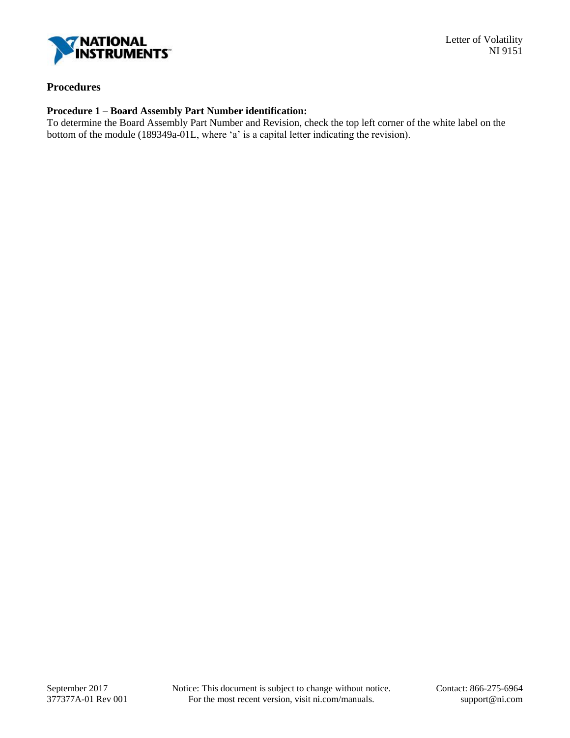## Procedures

### Procedure 1 – Board Assembly Part Number identification:

To determine the Board Assembly Part Number and Revision, check the top left corner of the white label on the bottom of the module (189349a-01L, where 'a' is a capital letter indicating the revision).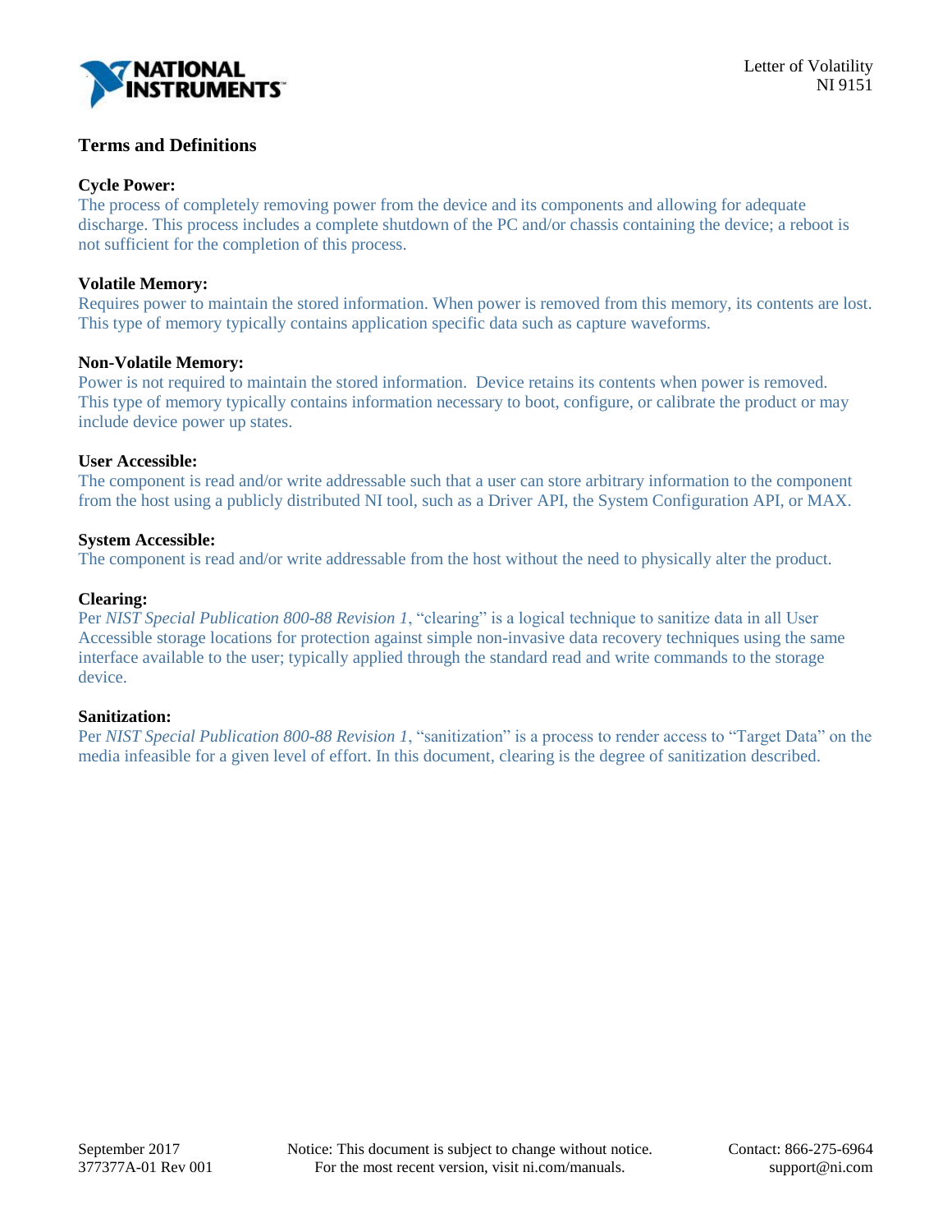## Terms and Definitions

**Cycle Power:**
The process of completely removing power from the device and its components and allowing for adequate discharge. This process includes a complete shutdown of the PC and/or chassis containing the device; a reboot is not sufficient for the completion of this process.

**Volatile Memory:**
Requires power to maintain the stored information. When power is removed from this memory, its contents are lost. This type of memory typically contains application specific data such as capture waveforms.

**Non-Volatile Memory:**
Power is not required to maintain the stored information. Device retains its contents when power is removed. This type of memory typically contains information necessary to boot, configure, or calibrate the product or may include device power up states.

**User Accessible:**
The component is read and/or write addressable such that a user can store arbitrary information to the component from the host using a publicly distributed NI tool, such as a Driver API, the System Configuration API, or MAX.

**System Accessible:**
The component is read and/or write addressable from the host without the need to physically alter the product.

**Clearing:**
Per *NIST Special Publication 800-88 Revision 1*, "clearing" is a logical technique to sanitize data in all User Accessible storage locations for protection against simple non-invasive data recovery techniques using the same interface available to the user; typically applied through the standard read and write commands to the storage device.

**Sanitization:**
Per *NIST Special Publication 800-88 Revision 1*, "sanitization" is a process to render access to "Target Data" on the media infeasible for a given level of effort. In this document, clearing is the degree of sanitization described.